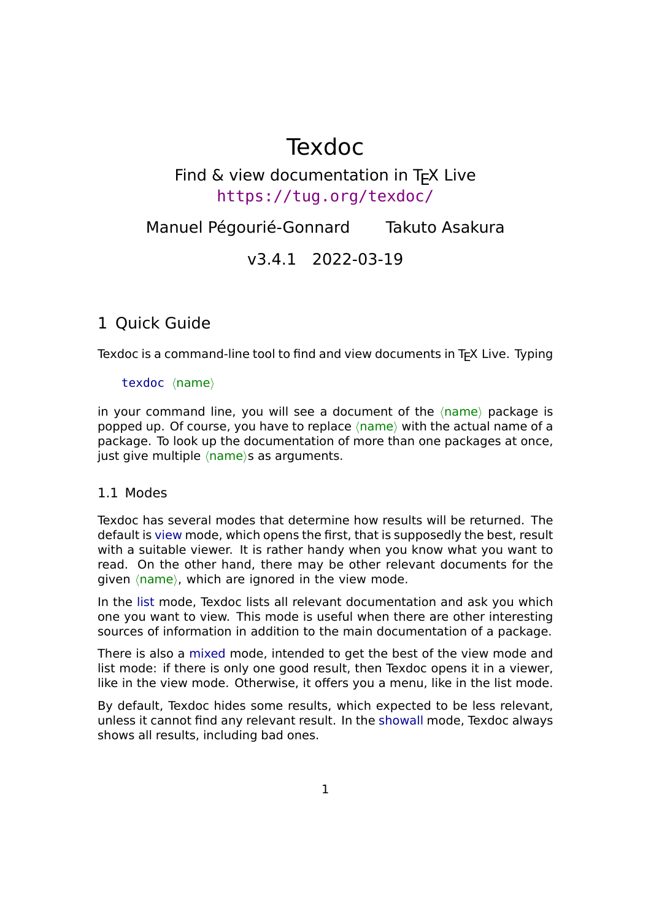# Texdoc

Find & view documentation in TEX Live
https://tug.org/texdoc/

Manuel Pégourié-Gonnard    Takuto Asakura

v3.4.1  2022-03-19

## 1 Quick Guide

Texdoc is a command-line tool to find and view documents in TEX Live. Typing

```
texdoc ⟨name⟩
```

in your command line, you will see a document of the ⟨name⟩ package is popped up. Of course, you have to replace ⟨name⟩ with the actual name of a package. To look up the documentation of more than one packages at once, just give multiple ⟨name⟩s as arguments.

### 1.1 Modes

Texdoc has several modes that determine how results will be returned. The default is view mode, which opens the first, that is supposedly the best, result with a suitable viewer. It is rather handy when you know what you want to read. On the other hand, there may be other relevant documents for the given ⟨name⟩, which are ignored in the view mode.

In the list mode, Texdoc lists all relevant documentation and ask you which one you want to view. This mode is useful when there are other interesting sources of information in addition to the main documentation of a package.

There is also a mixed mode, intended to get the best of the view mode and list mode: if there is only one good result, then Texdoc opens it in a viewer, like in the view mode. Otherwise, it offers you a menu, like in the list mode.

By default, Texdoc hides some results, which expected to be less relevant, unless it cannot find any relevant result. In the showall mode, Texdoc always shows all results, including bad ones.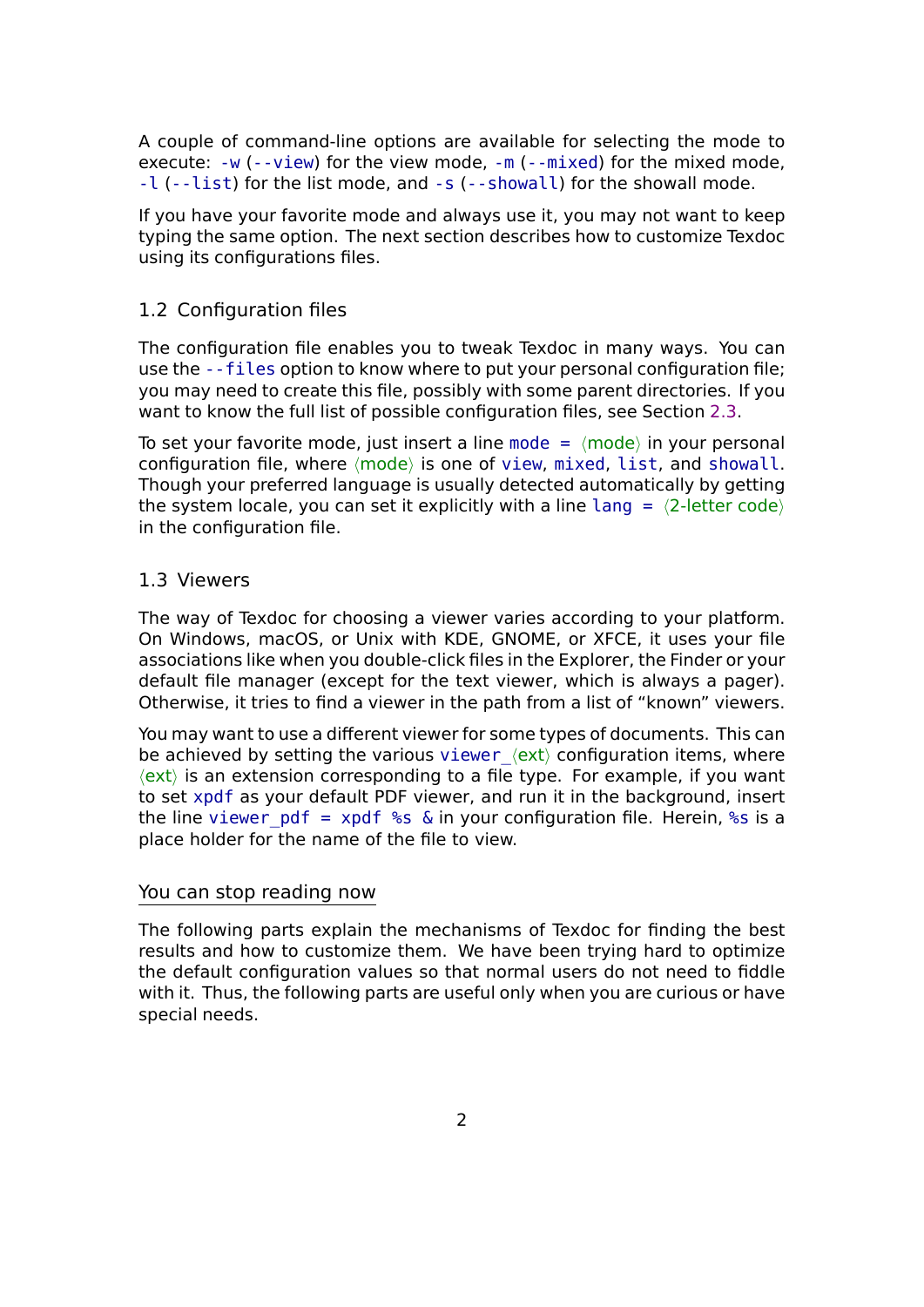A couple of command-line options are available for selecting the mode to execute: `-w` (`--view`) for the view mode, `-m` (`--mixed`) for the mixed mode, `-l` (`--list`) for the list mode, and `-s` (`--showall`) for the showall mode.

If you have your favorite mode and always use it, you may not want to keep typing the same option. The next section describes how to customize Texdoc using its configurations files.

## 1.2 Configuration files

The configuration file enables you to tweak Texdoc in many ways. You can use the `--files` option to know where to put your personal configuration file; you may need to create this file, possibly with some parent directories. If you want to know the full list of possible configuration files, see Section 2.3.

To set your favorite mode, just insert a line `mode = ⟨mode⟩` in your personal configuration file, where ⟨mode⟩ is one of `view`, `mixed`, `list`, and `showall`. Though your preferred language is usually detected automatically by getting the system locale, you can set it explicitly with a line `lang = ⟨2-letter code⟩` in the configuration file.

## 1.3 Viewers

The way of Texdoc for choosing a viewer varies according to your platform. On Windows, macOS, or Unix with KDE, GNOME, or XFCE, it uses your file associations like when you double-click files in the Explorer, the Finder or your default file manager (except for the text viewer, which is always a pager). Otherwise, it tries to find a viewer in the path from a list of "known" viewers.

You may want to use a different viewer for some types of documents. This can be achieved by setting the various `viewer_⟨ext⟩` configuration items, where ⟨ext⟩ is an extension corresponding to a file type. For example, if you want to set `xpdf` as your default PDF viewer, and run it in the background, insert the line `viewer_pdf = xpdf %s &` in your configuration file. Herein, `%s` is a place holder for the name of the file to view.

### You can stop reading now

The following parts explain the mechanisms of Texdoc for finding the best results and how to customize them. We have been trying hard to optimize the default configuration values so that normal users do not need to fiddle with it. Thus, the following parts are useful only when you are curious or have special needs.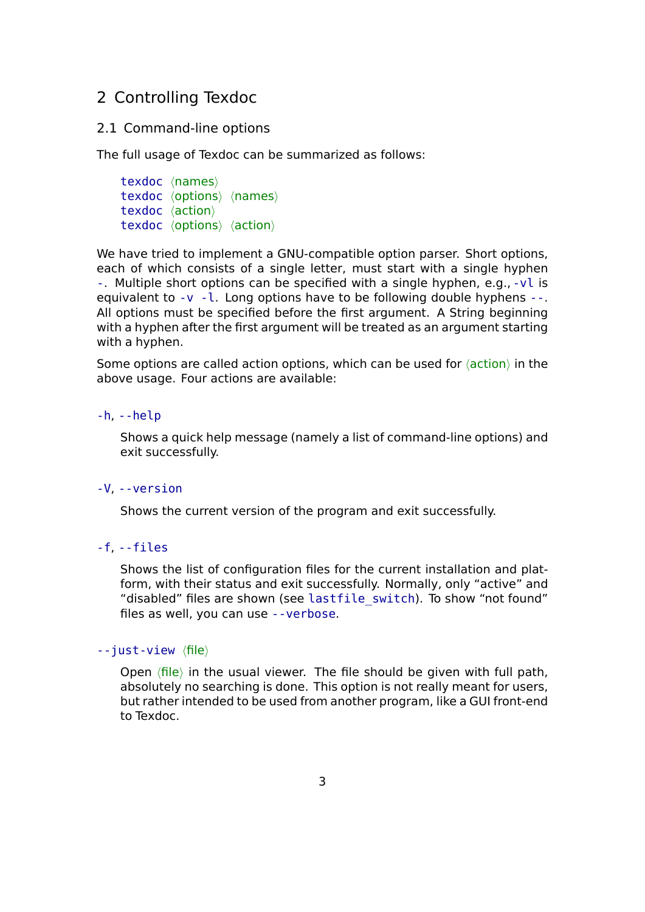## 2 Controlling Texdoc

### 2.1 Command-line options

The full usage of Texdoc can be summarized as follows:

```
texdoc ⟨names⟩
texdoc ⟨options⟩ ⟨names⟩
texdoc ⟨action⟩
texdoc ⟨options⟩ ⟨action⟩
```

We have tried to implement a GNU-compatible option parser. Short options, each of which consists of a single letter, must start with a single hyphen `-`. Multiple short options can be specified with a single hyphen, e.g., `-vl` is equivalent to `-v -l`. Long options have to be following double hyphens `--`. All options must be specified before the first argument. A String beginning with a hyphen after the first argument will be treated as an argument starting with a hyphen.

Some options are called action options, which can be used for ⟨action⟩ in the above usage. Four actions are available:

`-h`, `--help`

Shows a quick help message (namely a list of command-line options) and exit successfully.

`-V`, `--version`

Shows the current version of the program and exit successfully.

`-f`, `--files`

Shows the list of configuration files for the current installation and platform, with their status and exit successfully. Normally, only "active" and "disabled" files are shown (see `lastfile_switch`). To show "not found" files as well, you can use `--verbose`.

`--just-view` ⟨file⟩

Open ⟨file⟩ in the usual viewer. The file should be given with full path, absolutely no searching is done. This option is not really meant for users, but rather intended to be used from another program, like a GUI front-end to Texdoc.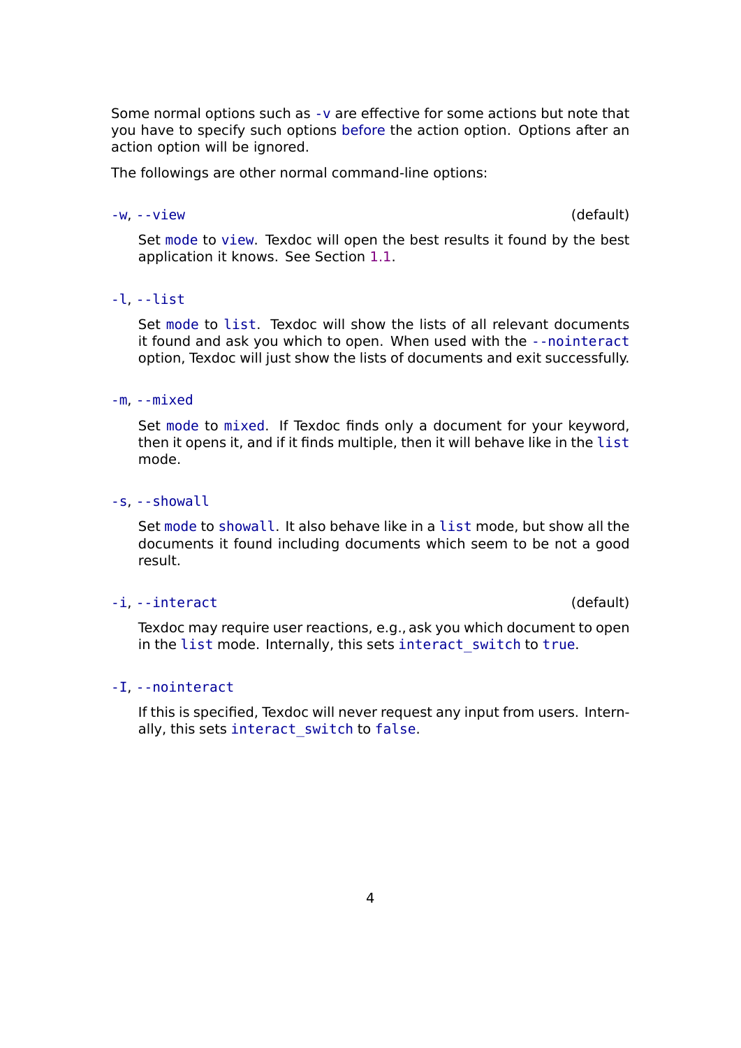Some normal options such as `-v` are effective for some actions but note that you have to specify such options before the action option. Options after an action option will be ignored.

The followings are other normal command-line options:

`-w`, `--view` (default)

> Set `mode` to `view`. Texdoc will open the best results it found by the best application it knows. See Section 1.1.

`-l`, `--list`

> Set `mode` to `list`. Texdoc will show the lists of all relevant documents it found and ask you which to open. When used with the `--nointeract` option, Texdoc will just show the lists of documents and exit successfully.

`-m`, `--mixed`

> Set `mode` to `mixed`. If Texdoc finds only a document for your keyword, then it opens it, and if it finds multiple, then it will behave like in the `list` mode.

`-s`, `--showall`

> Set `mode` to `showall`. It also behave like in a `list` mode, but show all the documents it found including documents which seem to be not a good result.

`-i`, `--interact` (default)

> Texdoc may require user reactions, e.g., ask you which document to open in the `list` mode. Internally, this sets `interact_switch` to `true`.

`-I`, `--nointeract`

> If this is specified, Texdoc will never request any input from users. Internally, this sets `interact_switch` to `false`.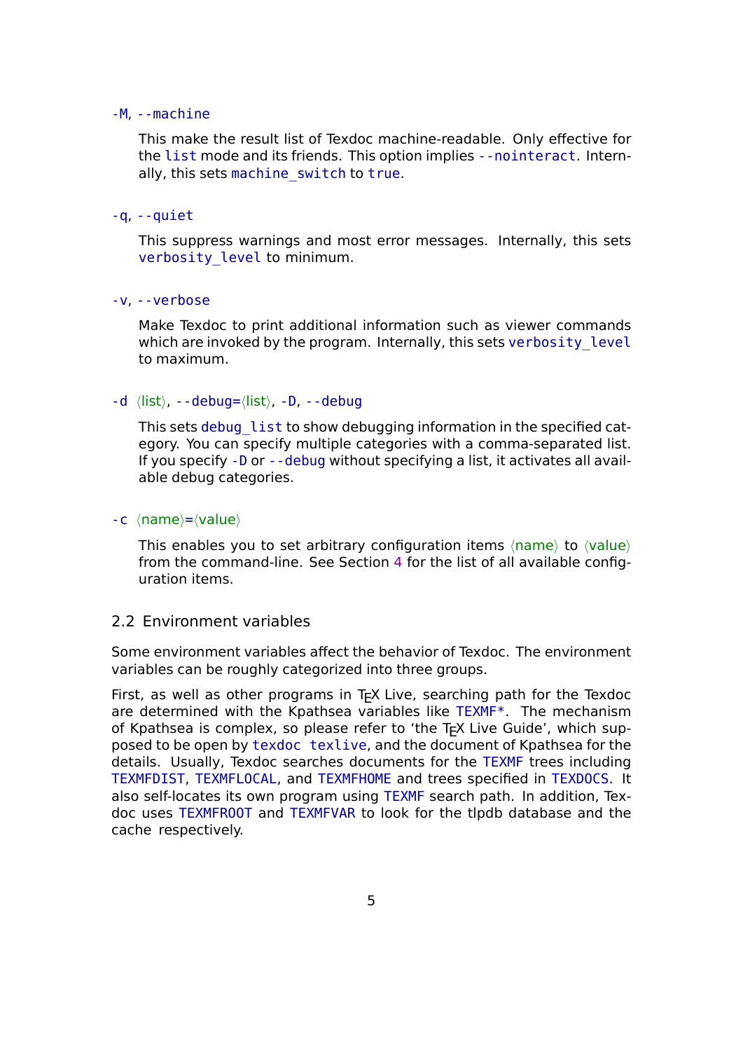`-M`, `--machine`

This make the result list of Texdoc machine-readable. Only effective for the `list` mode and its friends. This option implies `--nointeract`. Internally, this sets `machine_switch` to `true`.

`-q`, `--quiet`

This suppress warnings and most error messages. Internally, this sets `verbosity_level` to minimum.

`-v`, `--verbose`

Make Texdoc to print additional information such as viewer commands which are invoked by the program. Internally, this sets `verbosity_level` to maximum.

`-d` ⟨list⟩, `--debug=`⟨list⟩, `-D`, `--debug`

This sets `debug_list` to show debugging information in the specified category. You can specify multiple categories with a comma-separated list. If you specify `-D` or `--debug` without specifying a list, it activates all available debug categories.

`-c` ⟨name⟩=⟨value⟩

This enables you to set arbitrary configuration items ⟨name⟩ to ⟨value⟩ from the command-line. See Section 4 for the list of all available configuration items.

## 2.2 Environment variables

Some environment variables affect the behavior of Texdoc. The environment variables can be roughly categorized into three groups.

First, as well as other programs in TEX Live, searching path for the Texdoc are determined with the Kpathsea variables like `TEXMF*`. The mechanism of Kpathsea is complex, so please refer to 'the TEX Live Guide', which supposed to be open by `texdoc texlive`, and the document of Kpathsea for the details. Usually, Texdoc searches documents for the `TEXMF` trees including `TEXMFDIST`, `TEXMFLOCAL`, and `TEXMFHOME` and trees specified in `TEXDOCS`. It also self-locates its own program using `TEXMF` search path. In addition, Texdoc uses `TEXMFROOT` and `TEXMFVAR` to look for the tlpdb database and the cache respectively.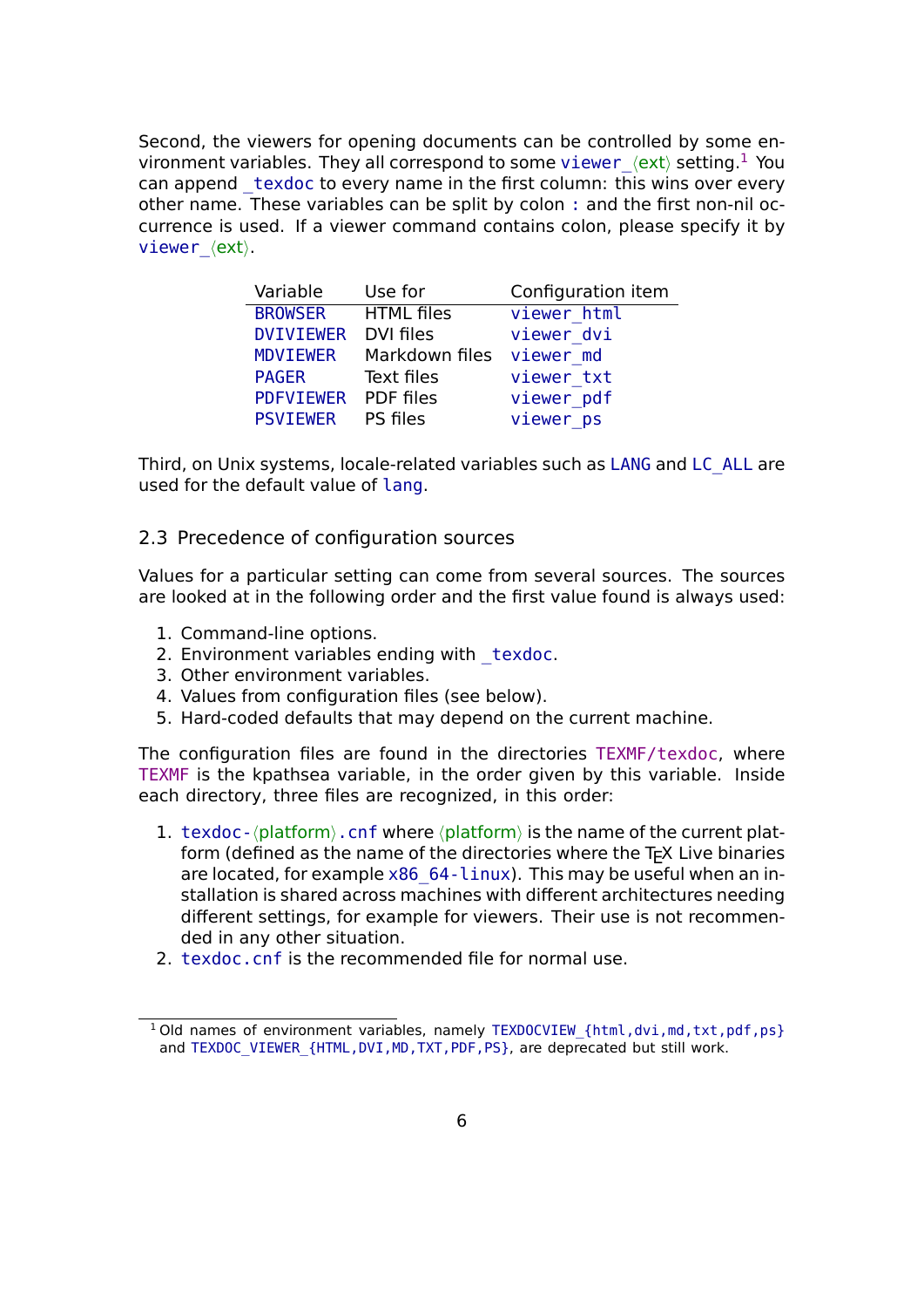Second, the viewers for opening documents can be controlled by some environment variables. They all correspond to some `viewer_⟨ext⟩` setting.[1] You can append `_texdoc` to every name in the first column: this wins over every other name. These variables can be split by colon `:` and the first non-nil occurrence is used. If a viewer command contains colon, please specify it by `viewer_⟨ext⟩`.

| Variable | Use for | Configuration item |
|---|---|---|
| `BROWSER` | HTML files | `viewer_html` |
| `DVIVIEWER` | DVI files | `viewer_dvi` |
| `MDVIEWER` | Markdown files | `viewer_md` |
| `PAGER` | Text files | `viewer_txt` |
| `PDFVIEWER` | PDF files | `viewer_pdf` |
| `PSVIEWER` | PS files | `viewer_ps` |

Third, on Unix systems, locale-related variables such as `LANG` and `LC_ALL` are used for the default value of `lang`.

## 2.3 Precedence of configuration sources

Values for a particular setting can come from several sources. The sources are looked at in the following order and the first value found is always used:

1. Command-line options.
2. Environment variables ending with `_texdoc`.
3. Other environment variables.
4. Values from configuration files (see below).
5. Hard-coded defaults that may depend on the current machine.

The configuration files are found in the directories `TEXMF/texdoc`, where `TEXMF` is the kpathsea variable, in the order given by this variable. Inside each directory, three files are recognized, in this order:

1. `texdoc-⟨platform⟩.cnf` where ⟨platform⟩ is the name of the current platform (defined as the name of the directories where the TeX Live binaries are located, for example `x86_64-linux`). This may be useful when an installation is shared across machines with different architectures needing different settings, for example for viewers. Their use is not recommended in any other situation.
2. `texdoc.cnf` is the recommended file for normal use.

[1] Old names of environment variables, namely `TEXDOCVIEW_{html,dvi,md,txt,pdf,ps}` and `TEXDOC_VIEWER_{HTML,DVI,MD,TXT,PDF,PS}`, are deprecated but still work.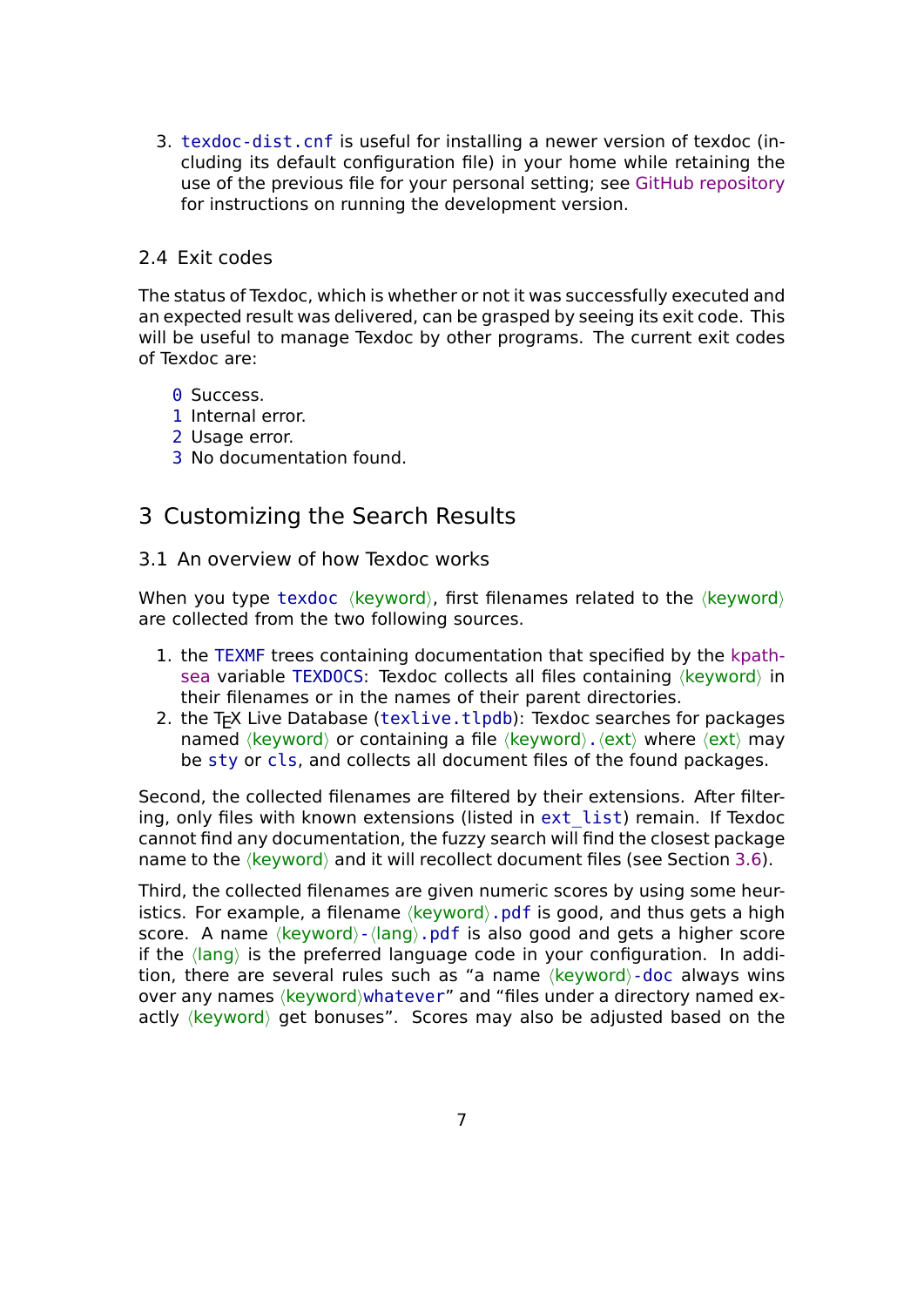3. `texdoc-dist.cnf` is useful for installing a newer version of texdoc (including its default configuration file) in your home while retaining the use of the previous file for your personal setting; see GitHub repository for instructions on running the development version.

### 2.4 Exit codes

The status of Texdoc, which is whether or not it was successfully executed and an expected result was delivered, can be grasped by seeing its exit code. This will be useful to manage Texdoc by other programs. The current exit codes of Texdoc are:

- `0` Success.
- `1` Internal error.
- `2` Usage error.
- `3` No documentation found.

## 3 Customizing the Search Results

### 3.1 An overview of how Texdoc works

When you type `texdoc` ⟨keyword⟩, first filenames related to the ⟨keyword⟩ are collected from the two following sources.

1. the `TEXMF` trees containing documentation that specified by the kpathsea variable `TEXDOCS`: Texdoc collects all files containing ⟨keyword⟩ in their filenames or in the names of their parent directories.
2. the TEX Live Database (`texlive.tlpdb`): Texdoc searches for packages named ⟨keyword⟩ or containing a file ⟨keyword⟩`.`⟨ext⟩ where ⟨ext⟩ may be `sty` or `cls`, and collects all document files of the found packages.

Second, the collected filenames are filtered by their extensions. After filtering, only files with known extensions (listed in `ext_list`) remain. If Texdoc cannot find any documentation, the fuzzy search will find the closest package name to the ⟨keyword⟩ and it will recollect document files (see Section 3.6).

Third, the collected filenames are given numeric scores by using some heuristics. For example, a filename ⟨keyword⟩`.pdf` is good, and thus gets a high score. A name ⟨keyword⟩`-`⟨lang⟩`.pdf` is also good and gets a higher score if the ⟨lang⟩ is the preferred language code in your configuration. In addition, there are several rules such as “a name ⟨keyword⟩`-doc` always wins over any names ⟨keyword⟩`whatever`” and “files under a directory named exactly ⟨keyword⟩ get bonuses”. Scores may also be adjusted based on the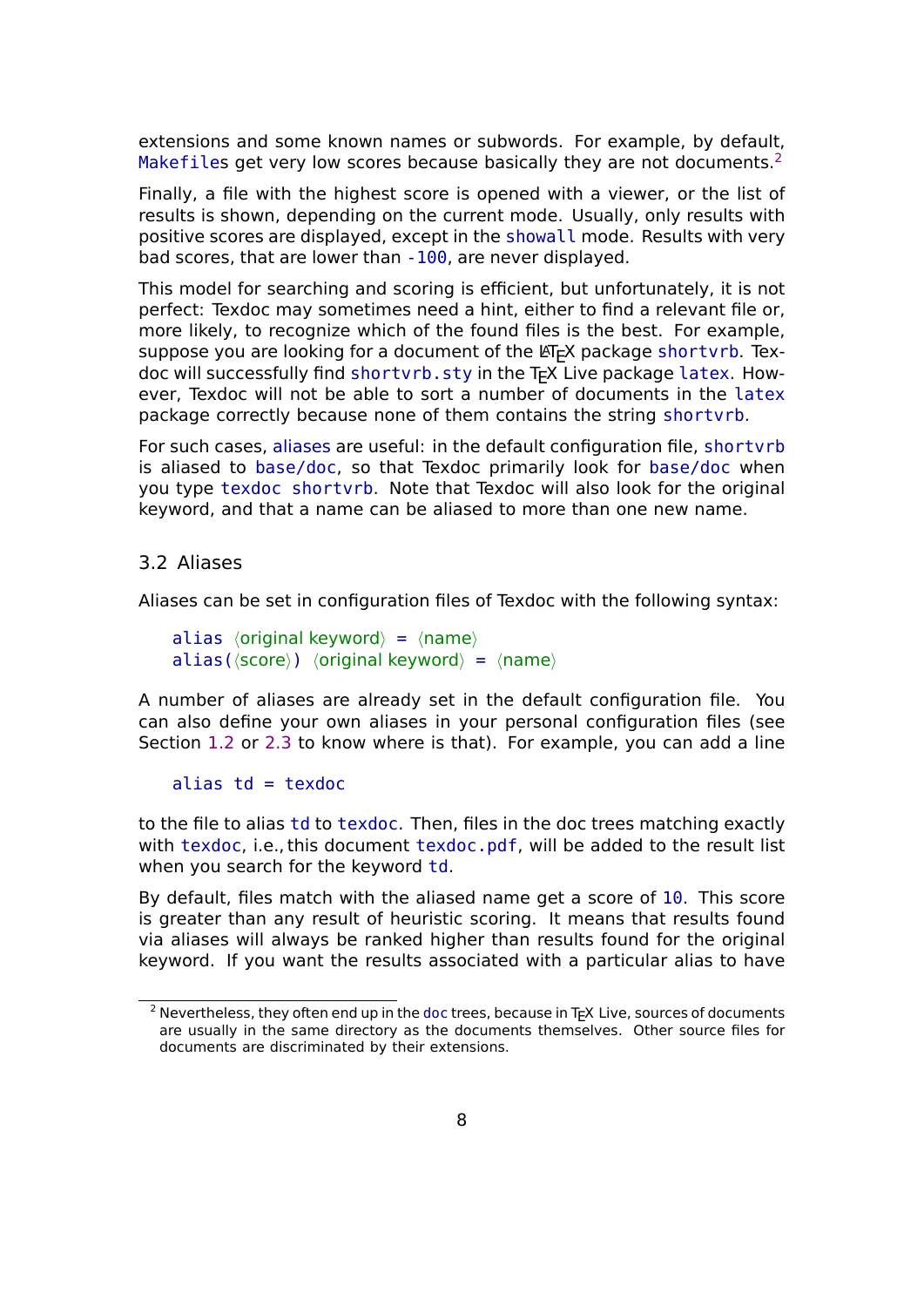extensions and some known names or subwords. For example, by default, `Makefile`s get very low scores because basically they are not documents.[2]

Finally, a file with the highest score is opened with a viewer, or the list of results is shown, depending on the current mode. Usually, only results with positive scores are displayed, except in the `showall` mode. Results with very bad scores, that are lower than `-100`, are never displayed.

This model for searching and scoring is efficient, but unfortunately, it is not perfect: Texdoc may sometimes need a hint, either to find a relevant file or, more likely, to recognize which of the found files is the best. For example, suppose you are looking for a document of the LaTeX package `shortvrb`. Texdoc will successfully find `shortvrb.sty` in the TeX Live package `latex`. However, Texdoc will not be able to sort a number of documents in the `latex` package correctly because none of them contains the string `shortvrb`.

For such cases, aliases are useful: in the default configuration file, `shortvrb` is aliased to `base/doc`, so that Texdoc primarily look for `base/doc` when you type `texdoc shortvrb`. Note that Texdoc will also look for the original keyword, and that a name can be aliased to more than one new name.

## 3.2 Aliases

Aliases can be set in configuration files of Texdoc with the following syntax:

```
alias ⟨original keyword⟩ = ⟨name⟩
alias(⟨score⟩) ⟨original keyword⟩ = ⟨name⟩
```

A number of aliases are already set in the default configuration file. You can also define your own aliases in your personal configuration files (see Section 1.2 or 2.3 to know where is that). For example, you can add a line

```
alias td = texdoc
```

to the file to alias `td` to `texdoc`. Then, files in the doc trees matching exactly with `texdoc`, i.e., this document `texdoc.pdf`, will be added to the result list when you search for the keyword `td`.

By default, files match with the aliased name get a score of `10`. This score is greater than any result of heuristic scoring. It means that results found via aliases will always be ranked higher than results found for the original keyword. If you want the results associated with a particular alias to have

---

[2] Nevertheless, they often end up in the `doc` trees, because in TeX Live, sources of documents are usually in the same directory as the documents themselves. Other source files for documents are discriminated by their extensions.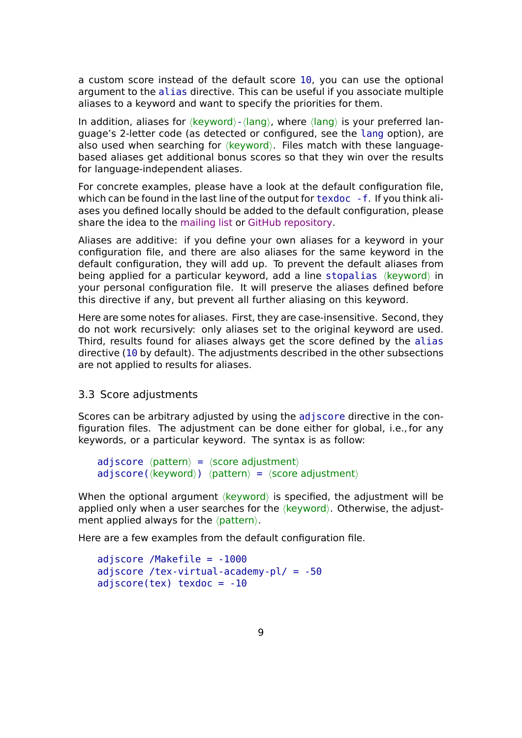a custom score instead of the default score `10`, you can use the optional argument to the `alias` directive. This can be useful if you associate multiple aliases to a keyword and want to specify the priorities for them.

In addition, aliases for ⟨keyword⟩-⟨lang⟩, where ⟨lang⟩ is your preferred language's 2-letter code (as detected or configured, see the `lang` option), are also used when searching for ⟨keyword⟩. Files match with these language-based aliases get additional bonus scores so that they win over the results for language-independent aliases.

For concrete examples, please have a look at the default configuration file, which can be found in the last line of the output for `texdoc -f`. If you think aliases you defined locally should be added to the default configuration, please share the idea to the mailing list or GitHub repository.

Aliases are additive: if you define your own aliases for a keyword in your configuration file, and there are also aliases for the same keyword in the default configuration, they will add up. To prevent the default aliases from being applied for a particular keyword, add a line `stopalias` ⟨keyword⟩ in your personal configuration file. It will preserve the aliases defined before this directive if any, but prevent all further aliasing on this keyword.

Here are some notes for aliases. First, they are case-insensitive. Second, they do not work recursively: only aliases set to the original keyword are used. Third, results found for aliases always get the score defined by the `alias` directive (`10` by default). The adjustments described in the other subsections are not applied to results for aliases.

### 3.3 Score adjustments

Scores can be arbitrary adjusted by using the `adjscore` directive in the configuration files. The adjustment can be done either for global, i.e., for any keywords, or a particular keyword. The syntax is as follow:

```
adjscore ⟨pattern⟩ = ⟨score adjustment⟩
adjscore(⟨keyword⟩) ⟨pattern⟩ = ⟨score adjustment⟩
```

When the optional argument ⟨keyword⟩ is specified, the adjustment will be applied only when a user searches for the ⟨keyword⟩. Otherwise, the adjustment applied always for the ⟨pattern⟩.

Here are a few examples from the default configuration file.

```
adjscore /Makefile = -1000
adjscore /tex-virtual-academy-pl/ = -50
adjscore(tex) texdoc = -10
```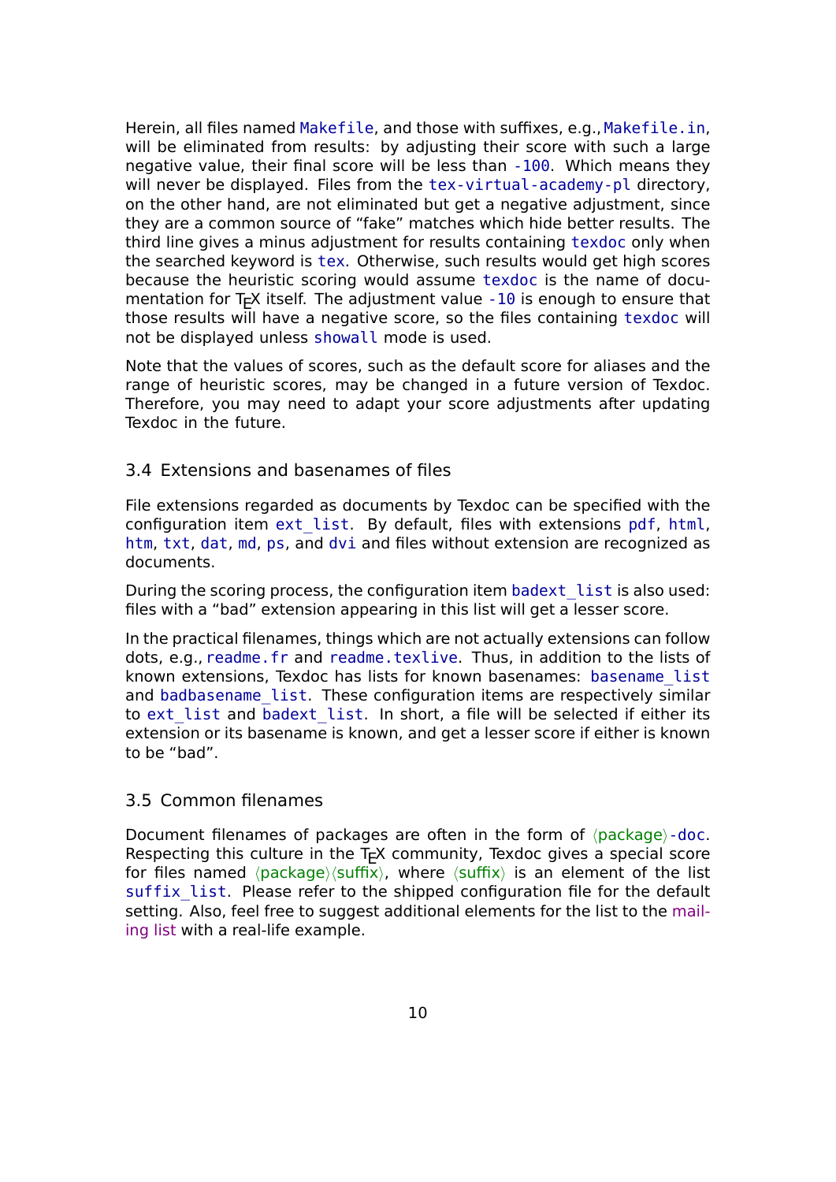Herein, all files named `Makefile`, and those with suffixes, e.g., `Makefile.in`, will be eliminated from results: by adjusting their score with such a large negative value, their final score will be less than `-100`. Which means they will never be displayed. Files from the `tex-virtual-academy-pl` directory, on the other hand, are not eliminated but get a negative adjustment, since they are a common source of "fake" matches which hide better results. The third line gives a minus adjustment for results containing `texdoc` only when the searched keyword is `tex`. Otherwise, such results would get high scores because the heuristic scoring would assume `texdoc` is the name of documentation for TEX itself. The adjustment value `-10` is enough to ensure that those results will have a negative score, so the files containing `texdoc` will not be displayed unless `showall` mode is used.

Note that the values of scores, such as the default score for aliases and the range of heuristic scores, may be changed in a future version of Texdoc. Therefore, you may need to adapt your score adjustments after updating Texdoc in the future.

## 3.4 Extensions and basenames of files

File extensions regarded as documents by Texdoc can be specified with the configuration item `ext_list`. By default, files with extensions `pdf`, `html`, `htm`, `txt`, `dat`, `md`, `ps`, and `dvi` and files without extension are recognized as documents.

During the scoring process, the configuration item `badext_list` is also used: files with a "bad" extension appearing in this list will get a lesser score.

In the practical filenames, things which are not actually extensions can follow dots, e.g., `readme.fr` and `readme.texlive`. Thus, in addition to the lists of known extensions, Texdoc has lists for known basenames: `basename_list` and `badbasename_list`. These configuration items are respectively similar to `ext_list` and `badext_list`. In short, a file will be selected if either its extension or its basename is known, and get a lesser score if either is known to be "bad".

## 3.5 Common filenames

Document filenames of packages are often in the form of ⟨package⟩`-doc`. Respecting this culture in the TEX community, Texdoc gives a special score for files named ⟨package⟩⟨suffix⟩, where ⟨suffix⟩ is an element of the list `suffix_list`. Please refer to the shipped configuration file for the default setting. Also, feel free to suggest additional elements for the list to the mailing list with a real-life example.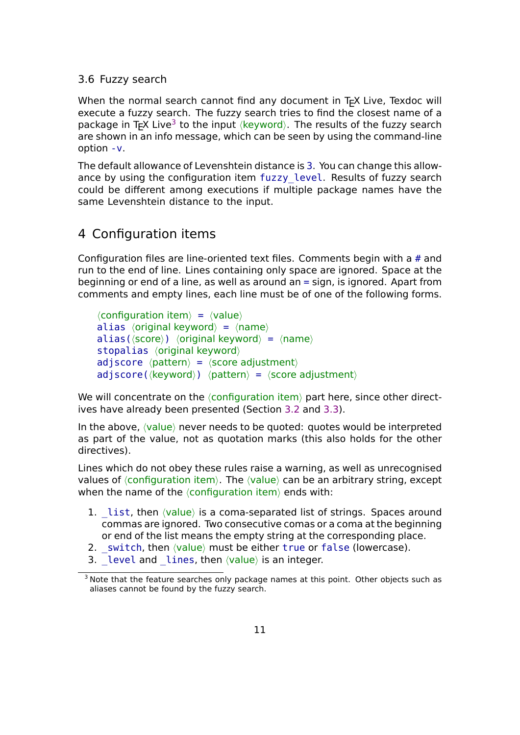### 3.6 Fuzzy search

When the normal search cannot find any document in TEX Live, Texdoc will execute a fuzzy search. The fuzzy search tries to find the closest name of a package in TEX Live[3] to the input ⟨keyword⟩. The results of the fuzzy search are shown in an info message, which can be seen by using the command-line option `-v`.

The default allowance of Levenshtein distance is 3. You can change this allowance by using the configuration item `fuzzy_level`. Results of fuzzy search could be different among executions if multiple package names have the same Levenshtein distance to the input.

## 4 Configuration items

Configuration files are line-oriented text files. Comments begin with a # and run to the end of line. Lines containing only space are ignored. Space at the beginning or end of a line, as well as around an = sign, is ignored. Apart from comments and empty lines, each line must be of one of the following forms.

```
⟨configuration item⟩ = ⟨value⟩
alias ⟨original keyword⟩ = ⟨name⟩
alias(⟨score⟩) ⟨original keyword⟩ = ⟨name⟩
stopalias ⟨original keyword⟩
adjscore ⟨pattern⟩ = ⟨score adjustment⟩
adjscore(⟨keyword⟩) ⟨pattern⟩ = ⟨score adjustment⟩
```

We will concentrate on the ⟨configuration item⟩ part here, since other directives have already been presented (Section 3.2 and 3.3).

In the above, ⟨value⟩ never needs to be quoted: quotes would be interpreted as part of the value, not as quotation marks (this also holds for the other directives).

Lines which do not obey these rules raise a warning, as well as unrecognised values of ⟨configuration item⟩. The ⟨value⟩ can be an arbitrary string, except when the name of the ⟨configuration item⟩ ends with:

1. `_list`, then ⟨value⟩ is a coma-separated list of strings. Spaces around commas are ignored. Two consecutive comas or a coma at the beginning or end of the list means the empty string at the corresponding place.
2. `_switch`, then ⟨value⟩ must be either `true` or `false` (lowercase).
3. `_level` and `_lines`, then ⟨value⟩ is an integer.

[3] Note that the feature searches only package names at this point. Other objects such as aliases cannot be found by the fuzzy search.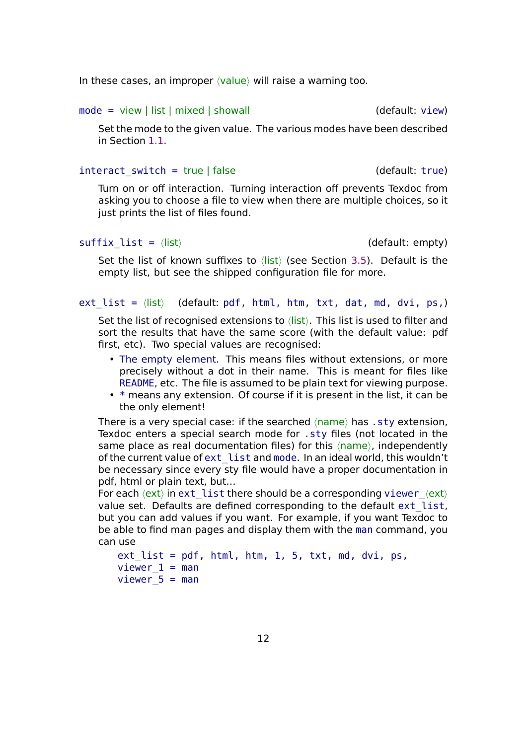In these cases, an improper ⟨value⟩ will raise a warning too.

`mode = view | list | mixed | showall` (default: `view`)

Set the mode to the given value. The various modes have been described in Section 1.1.

`interact_switch = true | false` (default: `true`)

Turn on or off interaction. Turning interaction off prevents Texdoc from asking you to choose a file to view when there are multiple choices, so it just prints the list of files found.

`suffix_list = ⟨list⟩` (default: empty)

Set the list of known suffixes to ⟨list⟩ (see Section 3.5). Default is the empty list, but see the shipped configuration file for more.

`ext_list = ⟨list⟩` (default: `pdf, html, htm, txt, dat, md, dvi, ps,`)

Set the list of recognised extensions to ⟨list⟩. This list is used to filter and sort the results that have the same score (with the default value: pdf first, etc). Two special values are recognised:

- The empty element. This means files without extensions, or more precisely without a dot in their name. This is meant for files like `README`, etc. The file is assumed to be plain text for viewing purpose.
- `*` means any extension. Of course if it is present in the list, it can be the only element!

There is a very special case: if the searched ⟨name⟩ has `.sty` extension, Texdoc enters a special search mode for `.sty` files (not located in the same place as real documentation files) for this ⟨name⟩, independently of the current value of `ext_list` and `mode`. In an ideal world, this wouldn't be necessary since every sty file would have a proper documentation in pdf, html or plain text, but...

For each ⟨ext⟩ in `ext_list` there should be a corresponding `viewer_`⟨ext⟩ value set. Defaults are defined corresponding to the default `ext_list`, but you can add values if you want. For example, if you want Texdoc to be able to find man pages and display them with the `man` command, you can use

```
ext_list = pdf, html, htm, 1, 5, txt, md, dvi, ps,
viewer_1 = man
viewer_5 = man
```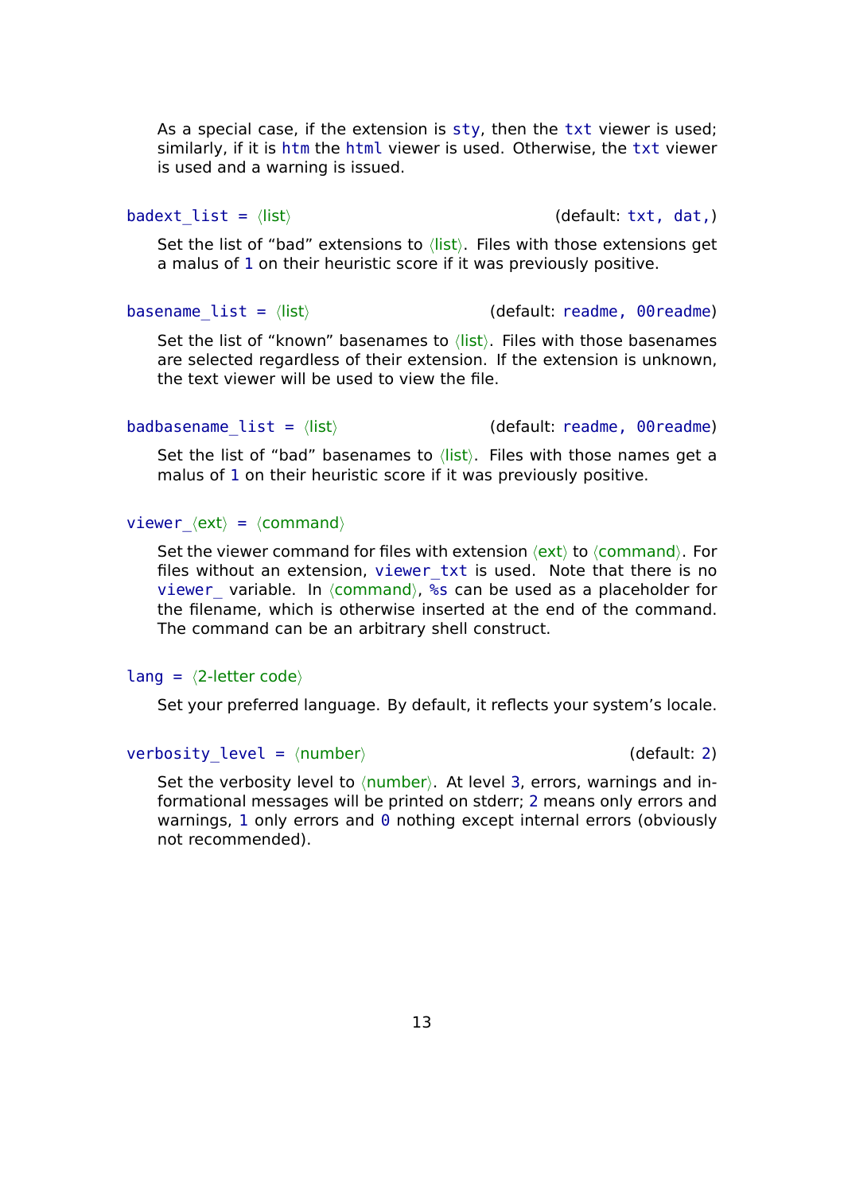As a special case, if the extension is `sty`, then the `txt` viewer is used; similarly, if it is `htm` the `html` viewer is used. Otherwise, the `txt` viewer is used and a warning is issued.

`badext_list = ⟨list⟩` (default: `txt, dat,`)

Set the list of "bad" extensions to ⟨list⟩. Files with those extensions get a malus of `1` on their heuristic score if it was previously positive.

`basename_list = ⟨list⟩` (default: `readme, 00readme`)

Set the list of "known" basenames to ⟨list⟩. Files with those basenames are selected regardless of their extension. If the extension is unknown, the text viewer will be used to view the file.

`badbasename_list = ⟨list⟩` (default: `readme, 00readme`)

Set the list of "bad" basenames to ⟨list⟩. Files with those names get a malus of `1` on their heuristic score if it was previously positive.

`viewer_⟨ext⟩ = ⟨command⟩`

Set the viewer command for files with extension ⟨ext⟩ to ⟨command⟩. For files without an extension, `viewer_txt` is used. Note that there is no `viewer_` variable. In ⟨command⟩, `%s` can be used as a placeholder for the filename, which is otherwise inserted at the end of the command. The command can be an arbitrary shell construct.

`lang = ⟨2-letter code⟩`

Set your preferred language. By default, it reflects your system's locale.

`verbosity_level = ⟨number⟩` (default: `2`)

Set the verbosity level to ⟨number⟩. At level `3`, errors, warnings and informational messages will be printed on stderr; `2` means only errors and warnings, `1` only errors and `0` nothing except internal errors (obviously not recommended).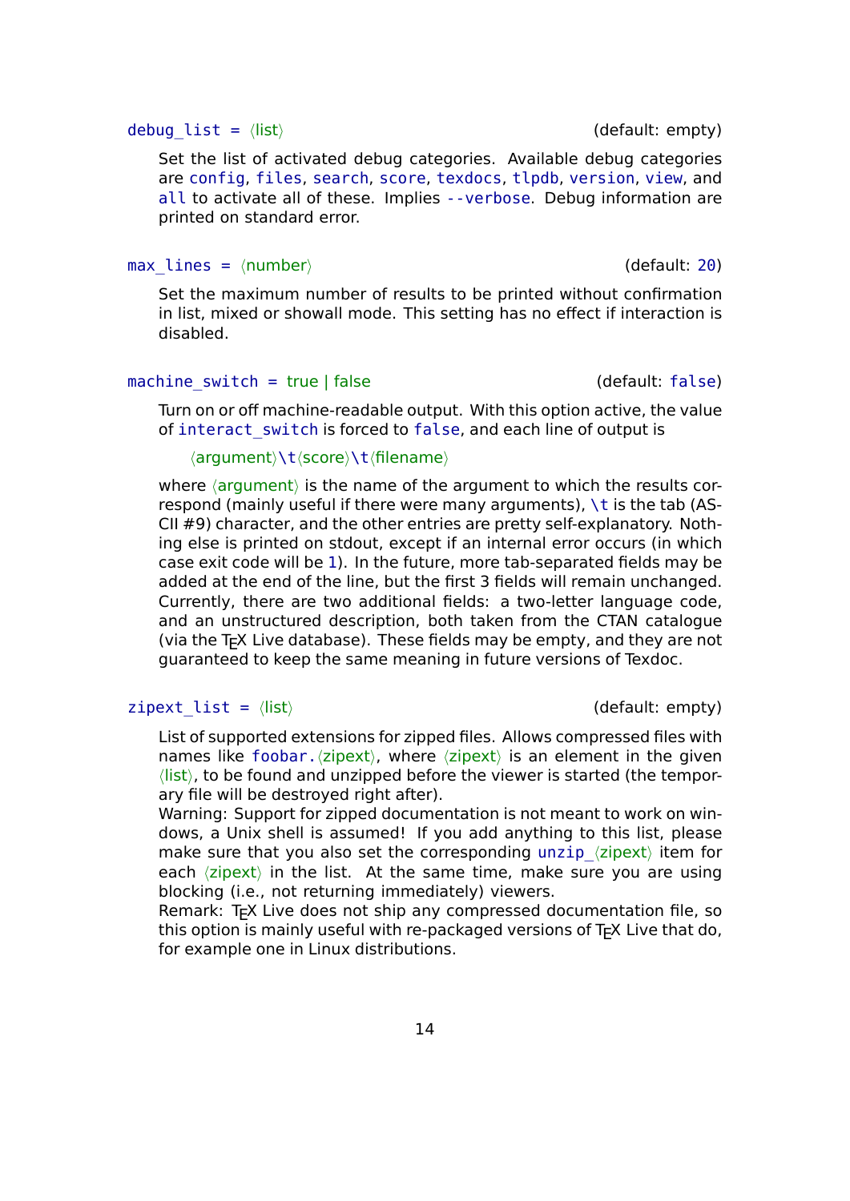`debug_list = ⟨list⟩` (default: empty)

Set the list of activated debug categories. Available debug categories are `config`, `files`, `search`, `score`, `texdocs`, `tlpdb`, `version`, `view`, and `all` to activate all of these. Implies `--verbose`. Debug information are printed on standard error.

`max_lines = ⟨number⟩` (default: `20`)

Set the maximum number of results to be printed without confirmation in list, mixed or showall mode. This setting has no effect if interaction is disabled.

`machine_switch = true | false` (default: `false`)

Turn on or off machine-readable output. With this option active, the value of `interact_switch` is forced to `false`, and each line of output is

⟨argument⟩`\t`⟨score⟩`\t`⟨filename⟩

where ⟨argument⟩ is the name of the argument to which the results correspond (mainly useful if there were many arguments), `\t` is the tab (ASCII #9) character, and the other entries are pretty self-explanatory. Nothing else is printed on stdout, except if an internal error occurs (in which case exit code will be `1`). In the future, more tab-separated fields may be added at the end of the line, but the first 3 fields will remain unchanged. Currently, there are two additional fields: a two-letter language code, and an unstructured description, both taken from the CTAN catalogue (via the TEX Live database). These fields may be empty, and they are not guaranteed to keep the same meaning in future versions of Texdoc.

`zipext_list = ⟨list⟩` (default: empty)

List of supported extensions for zipped files. Allows compressed files with names like `foobar.`⟨zipext⟩, where ⟨zipext⟩ is an element in the given ⟨list⟩, to be found and unzipped before the viewer is started (the temporary file will be destroyed right after).
Warning: Support for zipped documentation is not meant to work on windows, a Unix shell is assumed! If you add anything to this list, please make sure that you also set the corresponding `unzip_`⟨zipext⟩ item for each ⟨zipext⟩ in the list. At the same time, make sure you are using blocking (i.e., not returning immediately) viewers.
Remark: TEX Live does not ship any compressed documentation file, so this option is mainly useful with re-packaged versions of TEX Live that do, for example one in Linux distributions.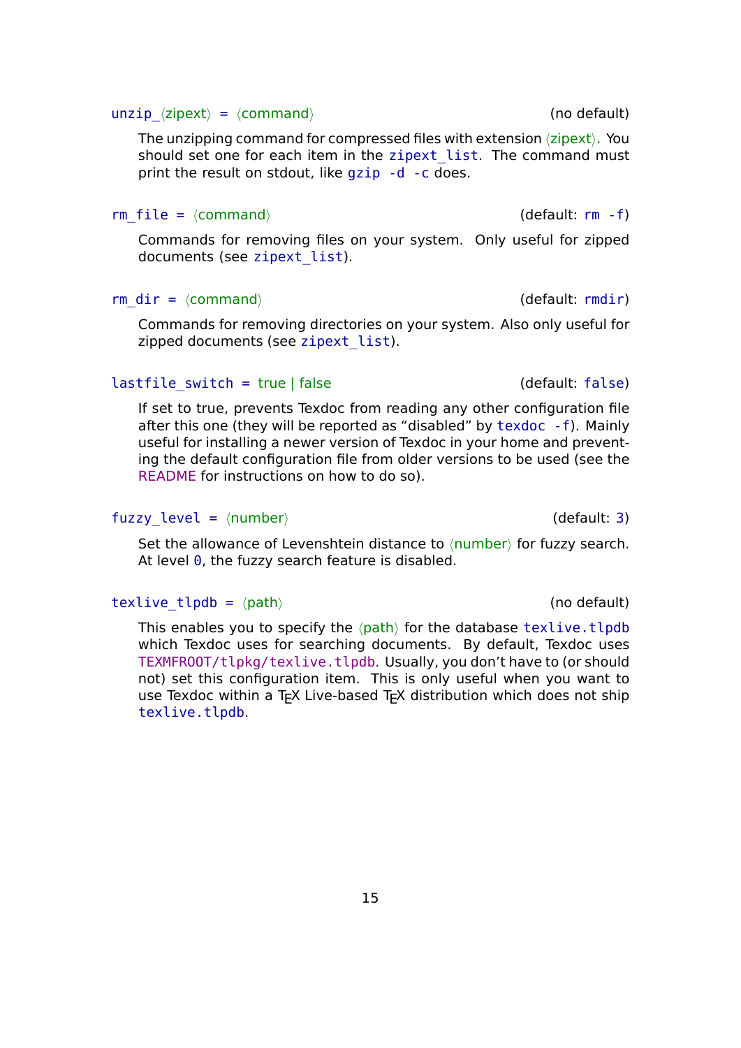`unzip_⟨zipext⟩ = ⟨command⟩` (no default)

The unzipping command for compressed files with extension ⟨zipext⟩. You should set one for each item in the `zipext_list`. The command must print the result on stdout, like `gzip -d -c` does.

`rm_file = ⟨command⟩` (default: `rm -f`)

Commands for removing files on your system. Only useful for zipped documents (see `zipext_list`).

`rm_dir = ⟨command⟩` (default: `rmdir`)

Commands for removing directories on your system. Also only useful for zipped documents (see `zipext_list`).

`lastfile_switch = true | false` (default: `false`)

If set to true, prevents Texdoc from reading any other configuration file after this one (they will be reported as "disabled" by `texdoc -f`). Mainly useful for installing a newer version of Texdoc in your home and preventing the default configuration file from older versions to be used (see the README for instructions on how to do so).

`fuzzy_level = ⟨number⟩` (default: `3`)

Set the allowance of Levenshtein distance to ⟨number⟩ for fuzzy search. At level `0`, the fuzzy search feature is disabled.

`texlive_tlpdb = ⟨path⟩` (no default)

This enables you to specify the ⟨path⟩ for the database `texlive.tlpdb` which Texdoc uses for searching documents. By default, Texdoc uses `TEXMFROOT/tlpkg/texlive.tlpdb`. Usually, you don't have to (or should not) set this configuration item. This is only useful when you want to use Texdoc within a TeX Live-based TeX distribution which does not ship `texlive.tlpdb`.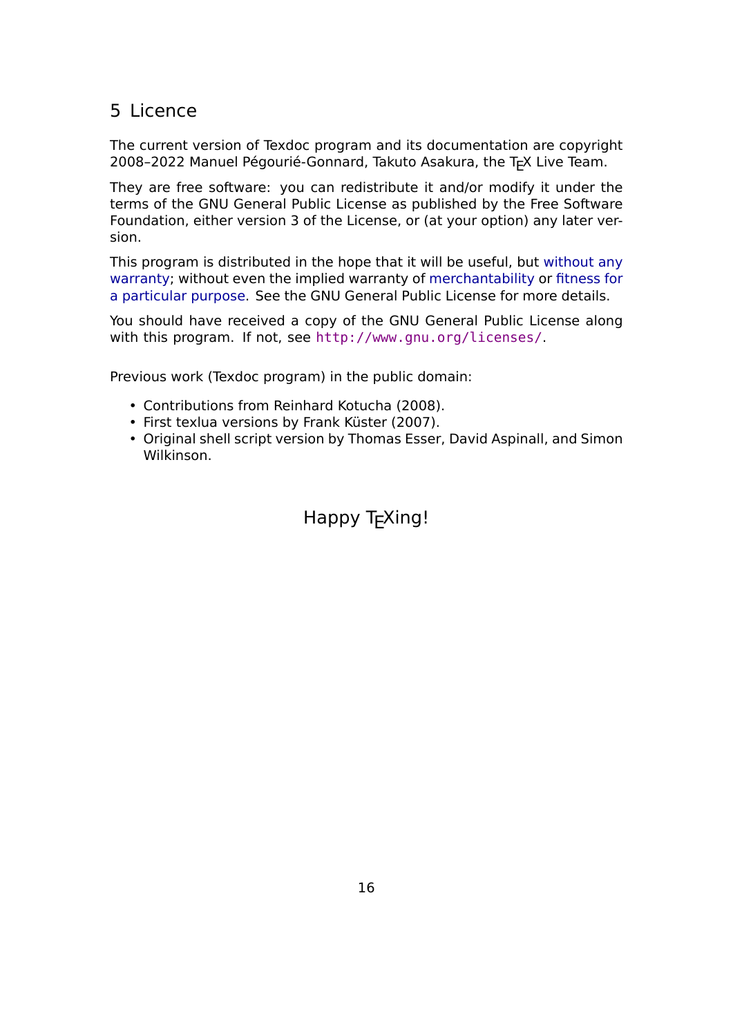# 5 Licence

The current version of Texdoc program and its documentation are copyright 2008–2022 Manuel Pégourié-Gonnard, Takuto Asakura, the TEX Live Team.

They are free software: you can redistribute it and/or modify it under the terms of the GNU General Public License as published by the Free Software Foundation, either version 3 of the License, or (at your option) any later version.

This program is distributed in the hope that it will be useful, but without any warranty; without even the implied warranty of merchantability or fitness for a particular purpose. See the GNU General Public License for more details.

You should have received a copy of the GNU General Public License along with this program. If not, see http://www.gnu.org/licenses/.

Previous work (Texdoc program) in the public domain:

- Contributions from Reinhard Kotucha (2008).
- First texlua versions by Frank Küster (2007).
- Original shell script version by Thomas Esser, David Aspinall, and Simon Wilkinson.

Happy TEXing!